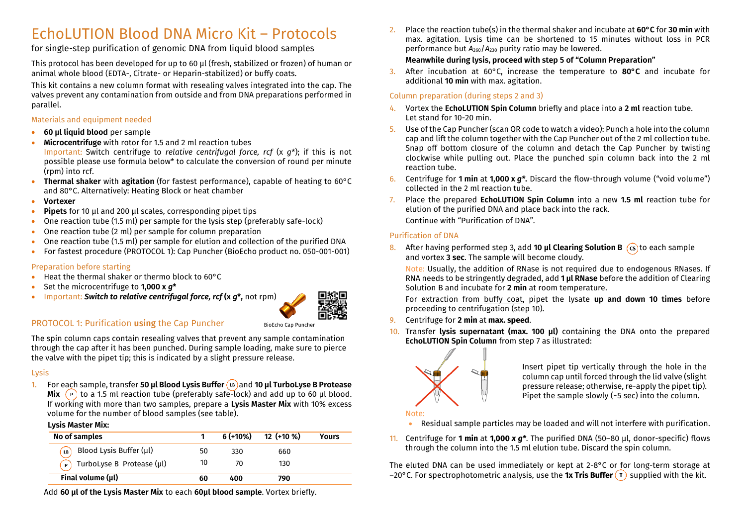# EchoLUTION Blood DNA Micro Kit – Protocols

for single-step purification of genomic DNA from liquid blood samples

This protocol has been developed for up to 60 µl (fresh, stabilized or frozen) of human or animal whole blood (EDTA-, Citrate- or Heparin-stabilized) or buffy coats.

This kit contains a new column format with resealing valves integrated into the cap. The valves prevent any contamination from outside and from DNA preparations performed in parallel.

### Materials and equipment needed

- **60 µl liquid blood** per sample
- **Microcentrifuge** with rotor for 1.5 and 2 ml reaction tubes
  Important: Switch centrifuge to *relative centrifugal force, rcf* (x *g*\*); if this is not possible please use formula below\* to calculate the conversion of round per minute (rpm) into rcf.
- **Thermal shaker** with **agitation** (for fastest performance), capable of heating to 60°C and 80°C. Alternatively: Heating Block or heat chamber
- **Vortexer**
- **Pipets** for 10 µl and 200 µl scales, corresponding pipet tips
- One reaction tube (1.5 ml) per sample for the lysis step (preferably safe-lock)
- One reaction tube (2 ml) per sample for column preparation
- One reaction tube (1.5 ml) per sample for elution and collection of the purified DNA
- For fastest procedure (PROTOCOL 1): Cap Puncher (BioEcho product no. 050-001-001)

### Preparation before starting

- Heat the thermal shaker or thermo block to 60°C
- Set the microcentrifuge to **1,000 x *g*\***
- Important: ***Switch to relative centrifugal force, rcf* (x *g*\*,** not rpm)

BioEcho Cap Puncher

## PROTOCOL 1: Purification using the Cap Puncher

The spin column caps contain resealing valves that prevent any sample contamination through the cap after it has been punched. During sample loading, make sure to pierce the valve with the pipet tip; this is indicated by a slight pressure release.

### Lysis

1. For each sample, transfer **50 µl Blood Lysis Buffer** (LB) and **10 µl TurboLyse B Protease Mix** (P) to a 1.5 ml reaction tube (preferably safe-lock) and add up to 60 µl blood. If working with more than two samples, prepare a **Lysis Master Mix** with 10% excess volume for the number of blood samples (see table).

   **Lysis Master Mix:**

   | No of samples | 1 | 6 (+10%) | 12 (+10 %) | Yours |
   |---|---|---|---|---|
   | (LB) Blood Lysis Buffer (µl) | 50 | 330 | 660 | |
   | (P) TurboLyse B Protease (µl) | 10 | 70 | 130 | |
   | **Final volume (µl)** | **60** | **400** | **790** | |

   Add **60 µl of the Lysis Master Mix** to each **60µl blood sample**. Vortex briefly.

2. Place the reaction tube(s) in the thermal shaker and incubate at **60°C** for **30 min** with max. agitation. Lysis time can be shortened to 15 minutes without loss in PCR performance but $A_{260}/A_{230}$ purity ratio may be lowered.

   **Meanwhile during lysis, proceed with step 5 of "Column Preparation"**

3. After incubation at 60°C, increase the temperature to **80°C** and incubate for additional **10 min** with max. agitation.

### Column preparation (during steps 2 and 3)

4. Vortex the **EchoLUTION Spin Column** briefly and place into a **2 ml** reaction tube. Let stand for 10-20 min.
5. Use of the Cap Puncher (scan QR code to watch a video): Punch a hole into the column cap and lift the column together with the Cap Puncher out of the 2 ml collection tube. Snap off bottom closure of the column and detach the Cap Puncher by twisting clockwise while pulling out. Place the punched spin column back into the 2 ml reaction tube.
6. Centrifuge for **1 min** at **1,000 x *g*\***. Discard the flow-through volume ("void volume") collected in the 2 ml reaction tube.
7. Place the prepared **EchoLUTION Spin Column** into a new **1.5 ml** reaction tube for elution of the purified DNA and place back into the rack.

   Continue with "Purification of DNA".

### Purification of DNA

8. After having performed step 3, add **10 µl Clearing Solution B** (CS) to each sample and vortex **3 sec**. The sample will become cloudy.

   Note: Usually, the addition of RNase is not required due to endogenous RNases. If RNA needs to be stringently degraded, add **1 µl RNase** before the addition of Clearing Solution B and incubate for **2 min** at room temperature.

   For extraction from buffy coat, pipet the lysate **up and down 10 times** before proceeding to centrifugation (step 10).

9. Centrifuge for **2 min** at **max. speed**.
10. Transfer **lysis supernatant (max. 100 µl)** containing the DNA onto the prepared **EchoLUTION Spin Column** from step 7 as illustrated:

    Insert pipet tip vertically through the hole in the column cap until forced through the lid valve (slight pressure release; otherwise, re-apply the pipet tip). Pipet the sample slowly (~5 sec) into the column.

    Note:
    - Residual sample particles may be loaded and will not interfere with purification.

11. Centrifuge for **1 min** at **1,000 x *g*\***. The purified DNA (50–80 µl, donor-specific) flows through the column into the 1.5 ml elution tube. Discard the spin column.

The eluted DNA can be used immediately or kept at 2-8°C or for long-term storage at −20°C. For spectrophotometric analysis, use the **1x Tris Buffer** (T) supplied with the kit.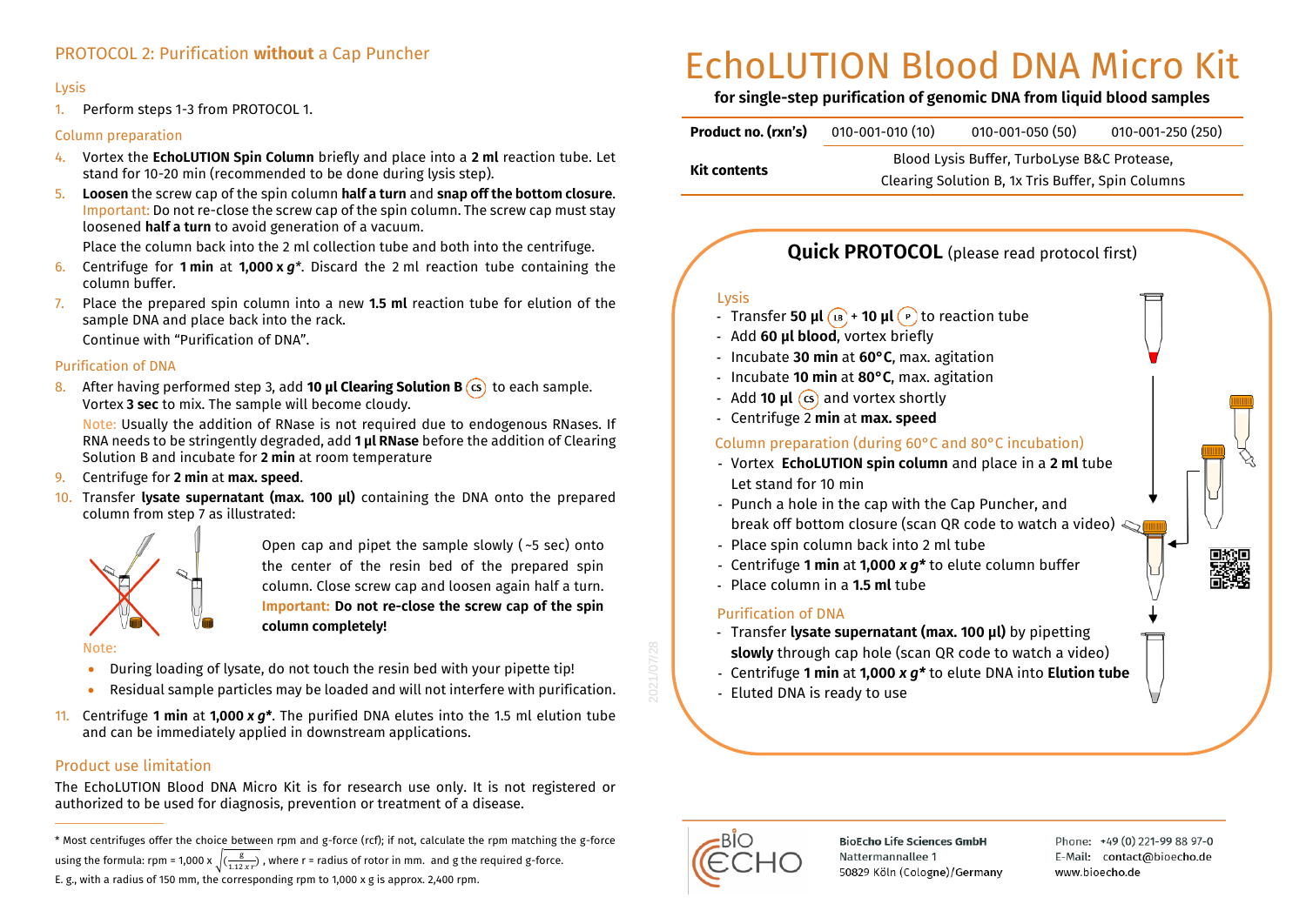## PROTOCOL 2: Purification **without** a Cap Puncher

### Lysis

1. Perform steps 1-3 from PROTOCOL 1.

### Column preparation

4. Vortex the **EchoLUTION Spin Column** briefly and place into a **2 ml** reaction tube. Let stand for 10-20 min (recommended to be done during lysis step).
5. **Loosen** the screw cap of the spin column **half a turn** and **snap off the bottom closure**. Important: Do not re-close the screw cap of the spin column. The screw cap must stay loosened **half a turn** to avoid generation of a vacuum.

   Place the column back into the 2 ml collection tube and both into the centrifuge.
6. Centrifuge for **1 min** at **1,000 x *g***. Discard the 2 ml reaction tube containing the column buffer.
7. Place the prepared spin column into a new **1.5 ml** reaction tube for elution of the sample DNA and place back into the rack.

   Continue with "Purification of DNA".

### Purification of DNA

8. After having performed step 3, add **10 µl Clearing Solution B** (CS) to each sample. Vortex **3 sec** to mix. The sample will become cloudy.

   Note: Usually the addition of RNase is not required due to endogenous RNases. If RNA needs to be stringently degraded, add **1 µl RNase** before the addition of Clearing Solution B and incubate for **2 min** at room temperature
9. Centrifuge for **2 min** at **max. speed**.
10. Transfer **lysate supernatant (max. 100 µl)** containing the DNA onto the prepared column from step 7 as illustrated:

    Open cap and pipet the sample slowly (~5 sec) onto the center of the resin bed of the prepared spin column. Close screw cap and loosen again half a turn. **Important: Do not re-close the screw cap of the spin column completely!**

    Note:
    - During loading of lysate, do not touch the resin bed with your pipette tip!
    - Residual sample particles may be loaded and will not interfere with purification.
11. Centrifuge **1 min** at **1,000 *x g****. The purified DNA elutes into the 1.5 ml elution tube and can be immediately applied in downstream applications.

### Product use limitation

The EchoLUTION Blood DNA Micro Kit is for research use only. It is not registered or authorized to be used for diagnosis, prevention or treatment of a disease.

---

* Most centrifuges offer the choice between rpm and g-force (rcf); if not, calculate the rpm matching the g-force using the formula: rpm = $1{,}000 \times \sqrt{\left(\frac{g}{1.12 \times r}\right)}$, where r = radius of rotor in mm. and g the required g-force. E. g., with a radius of 150 mm, the corresponding rpm to 1,000 x g is approx. 2,400 rpm.

# EchoLUTION Blood DNA Micro Kit

**for single-step purification of genomic DNA from liquid blood samples**

| **Product no. (rxn's)** | 010-001-010 (10) | 010-001-050 (50) | 010-001-250 (250) |
|---|---|---|---|
| **Kit contents** | Blood Lysis Buffer, TurboLyse B&C Protease, Clearing Solution B, 1x Tris Buffer, Spin Columns | | |

## Quick PROTOCOL (please read protocol first)

### Lysis

- Transfer **50 µl** (LB) + **10 µl** (P) to reaction tube
- Add **60 µl blood**, vortex briefly
- Incubate **30 min** at **60°C**, max. agitation
- Incubate **10 min** at **80°C**, max. agitation
- Add **10 µl** (CS) and vortex shortly
- Centrifuge 2 **min** at **max. speed**

### Column preparation (during 60°C and 80°C incubation)

- Vortex **EchoLUTION spin column** and place in a **2 ml** tube. Let stand for 10 min
- Punch a hole in the cap with the Cap Puncher, and break off bottom closure (scan QR code to watch a video)
- Place spin column back into 2 ml tube
- Centrifuge **1 min** at **1,000 *x g**** to elute column buffer
- Place column in a **1.5 ml** tube

### Purification of DNA

- Transfer **lysate supernatant (max. 100 µl)** by pipetting **slowly** through cap hole (scan QR code to watch a video)
- Centrifuge **1 min** at **1,000 *x g**** to elute DNA into **Elution tube**
- Eluted DNA is ready to use

2021/07/28

**BioEcho Life Sciences GmbH**
Nattermannallee 1
50829 Köln (Cologne)/Germany

Phone: +49 (0) 221-99 88 97-0
E-Mail: contact@bioecho.de
www.bioecho.de